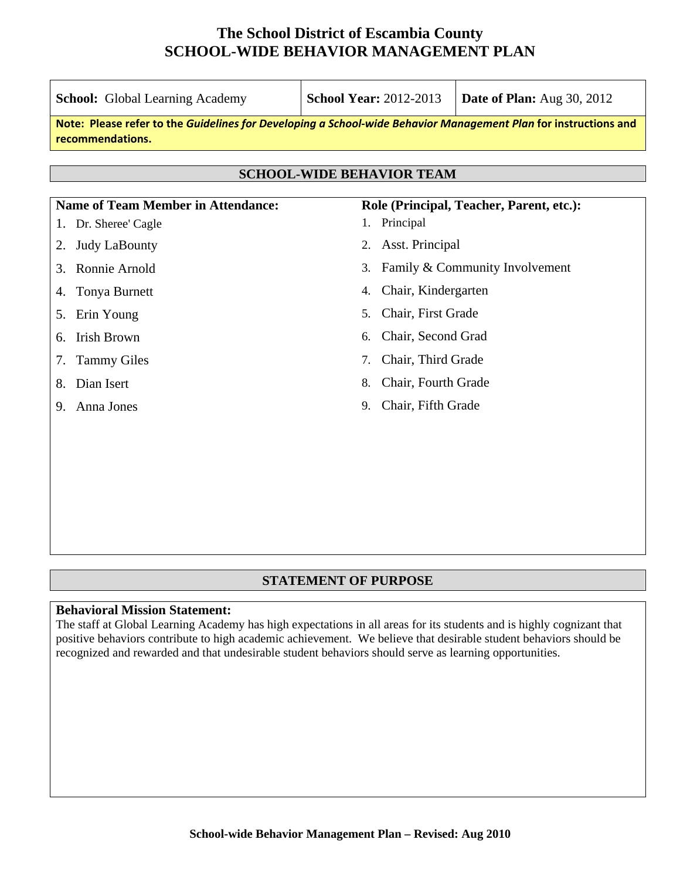# The School District of Escambia County
# SCHOOL-WIDE BEHAVIOR MANAGEMENT PLAN

| **School:** Global Learning Academy | **School Year:** 2012-2013 | **Date of Plan:** Aug 30, 2012 |
|---|---|---|

**Note: Please refer to the *Guidelines for Developing a School-wide Behavior Management Plan* for instructions and recommendations.**

## SCHOOL-WIDE BEHAVIOR TEAM

| **Name of Team Member in Attendance:** | **Role (Principal, Teacher, Parent, etc.):** |
|---|---|
| 1. Dr. Sheree' Cagle | 1. Principal |
| 2. Judy LaBounty | 2. Asst. Principal |
| 3. Ronnie Arnold | 3. Family & Community Involvement |
| 4. Tonya Burnett | 4. Chair, Kindergarten |
| 5. Erin Young | 5. Chair, First Grade |
| 6. Irish Brown | 6. Chair, Second Grad |
| 7. Tammy Giles | 7. Chair, Third Grade |
| 8. Dian Isert | 8. Chair, Fourth Grade |
| 9. Anna Jones | 9. Chair, Fifth Grade |

## STATEMENT OF PURPOSE

**Behavioral Mission Statement:**
The staff at Global Learning Academy has high expectations in all areas for its students and is highly cognizant that positive behaviors contribute to high academic achievement. We believe that desirable student behaviors should be recognized and rewarded and that undesirable student behaviors should serve as learning opportunities.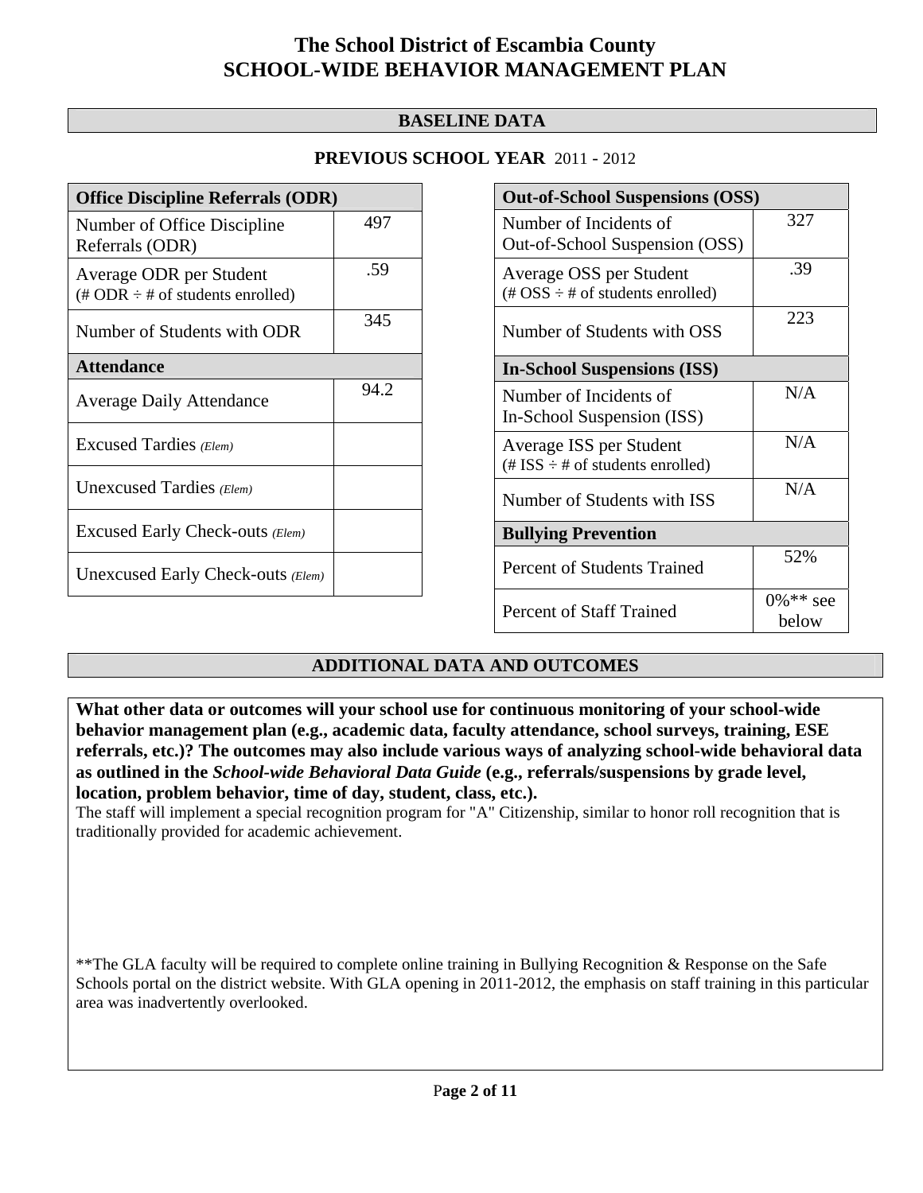# The School District of Escambia County
# SCHOOL-WIDE BEHAVIOR MANAGEMENT PLAN

## BASELINE DATA

### PREVIOUS SCHOOL YEAR 2011 - 2012

| Office Discipline Referrals (ODR) | |
|---|---|
| Number of Office Discipline Referrals (ODR) | 497 |
| Average ODR per Student (# ODR ÷ # of students enrolled) | .59 |
| Number of Students with ODR | 345 |
| **Attendance** | |
| Average Daily Attendance | 94.2 |
| Excused Tardies *(Elem)* | |
| Unexcused Tardies *(Elem)* | |
| Excused Early Check-outs *(Elem)* | |
| Unexcused Early Check-outs *(Elem)* | |

| Out-of-School Suspensions (OSS) | |
|---|---|
| Number of Incidents of Out-of-School Suspension (OSS) | 327 |
| Average OSS per Student (# OSS ÷ # of students enrolled) | .39 |
| Number of Students with OSS | 223 |
| **In-School Suspensions (ISS)** | |
| Number of Incidents of In-School Suspension (ISS) | N/A |
| Average ISS per Student (# ISS ÷ # of students enrolled) | N/A |
| Number of Students with ISS | N/A |
| **Bullying Prevention** | |
| Percent of Students Trained | 52% |
| Percent of Staff Trained | 0%** see below |

## ADDITIONAL DATA AND OUTCOMES

**What other data or outcomes will your school use for continuous monitoring of your school-wide behavior management plan (e.g., academic data, faculty attendance, school surveys, training, ESE referrals, etc.)? The outcomes may also include various ways of analyzing school-wide behavioral data as outlined in the *School-wide Behavioral Data Guide* (e.g., referrals/suspensions by grade level, location, problem behavior, time of day, student, class, etc.).**

The staff will implement a special recognition program for "A" Citizenship, similar to honor roll recognition that is traditionally provided for academic achievement.

**The GLA faculty will be required to complete online training in Bullying Recognition & Response on the Safe Schools portal on the district website. With GLA opening in 2011-2012, the emphasis on staff training in this particular area was inadvertently overlooked.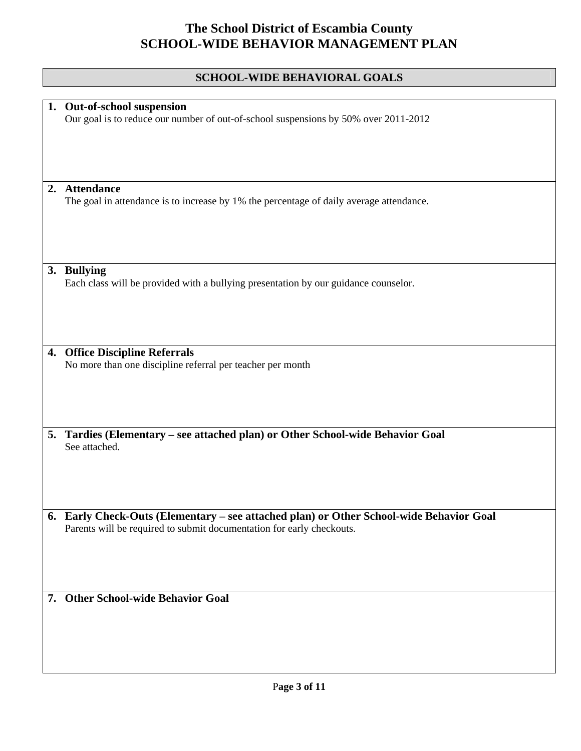# The School District of Escambia County
# SCHOOL-WIDE BEHAVIOR MANAGEMENT PLAN

## SCHOOL-WIDE BEHAVIORAL GOALS

1. **Out-of-school suspension**
   Our goal is to reduce our number of out-of-school suspensions by 50% over 2011-2012

2. **Attendance**
   The goal in attendance is to increase by 1% the percentage of daily average attendance.

3. **Bullying**
   Each class will be provided with a bullying presentation by our guidance counselor.

4. **Office Discipline Referrals**
   No more than one discipline referral per teacher per month

5. **Tardies (Elementary – see attached plan) or Other School-wide Behavior Goal**
   See attached.

6. **Early Check-Outs (Elementary – see attached plan) or Other School-wide Behavior Goal**
   Parents will be required to submit documentation for early checkouts.

7. **Other School-wide Behavior Goal**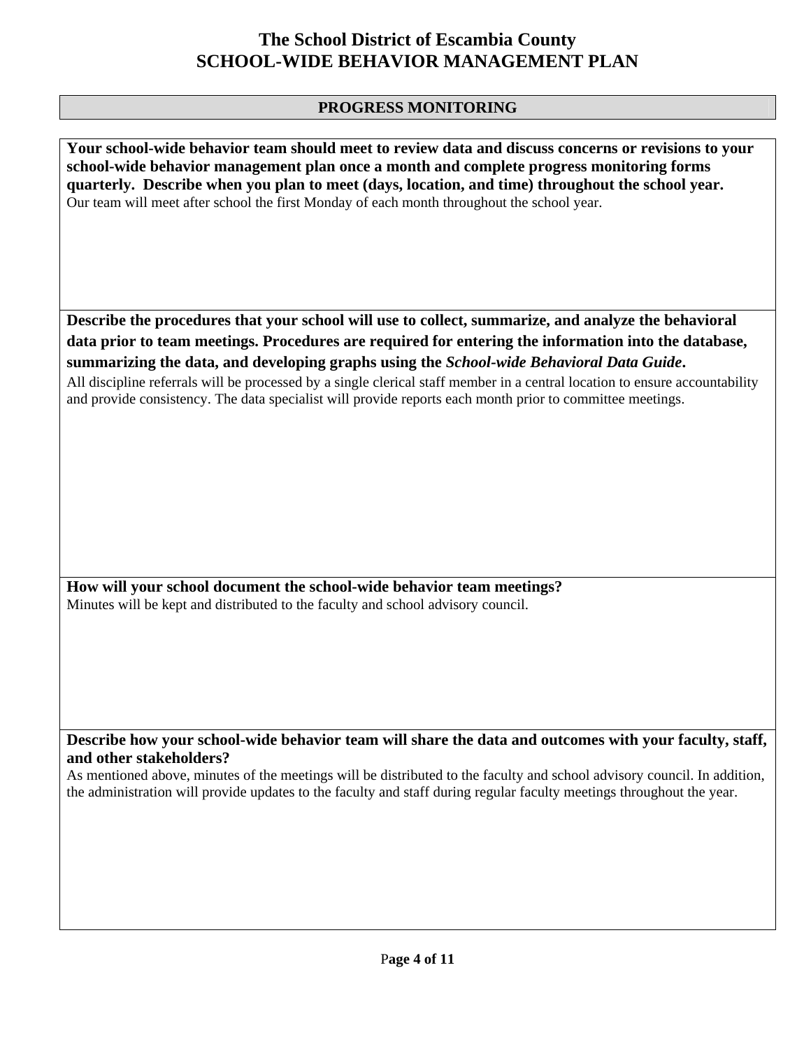# The School District of Escambia County
# SCHOOL-WIDE BEHAVIOR MANAGEMENT PLAN

## PROGRESS MONITORING

**Your school-wide behavior team should meet to review data and discuss concerns or revisions to your school-wide behavior management plan once a month and complete progress monitoring forms quarterly. Describe when you plan to meet (days, location, and time) throughout the school year.**

Our team will meet after school the first Monday of each month throughout the school year.

**Describe the procedures that your school will use to collect, summarize, and analyze the behavioral data prior to team meetings. Procedures are required for entering the information into the database, summarizing the data, and developing graphs using the *School-wide Behavioral Data Guide*.**

All discipline referrals will be processed by a single clerical staff member in a central location to ensure accountability and provide consistency. The data specialist will provide reports each month prior to committee meetings.

**How will your school document the school-wide behavior team meetings?**

Minutes will be kept and distributed to the faculty and school advisory council.

**Describe how your school-wide behavior team will share the data and outcomes with your faculty, staff, and other stakeholders?**

As mentioned above, minutes of the meetings will be distributed to the faculty and school advisory council. In addition, the administration will provide updates to the faculty and staff during regular faculty meetings throughout the year.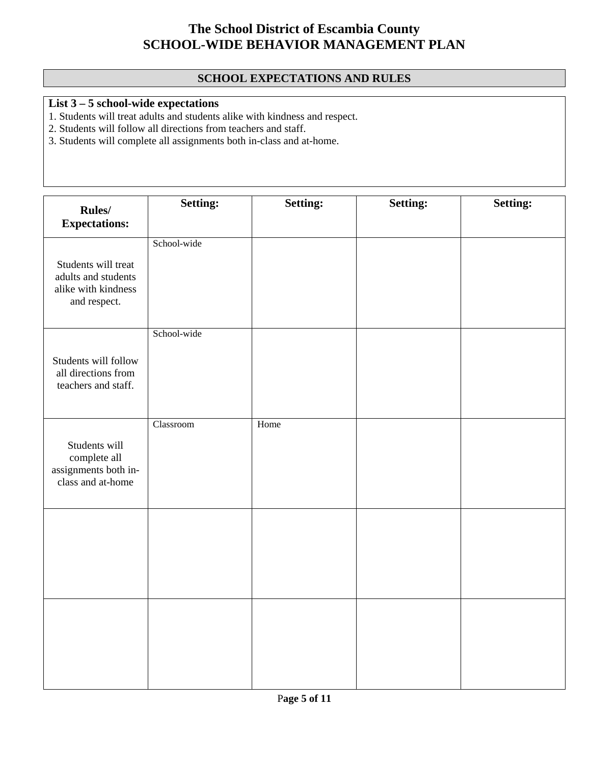# The School District of Escambia County
# SCHOOL-WIDE BEHAVIOR MANAGEMENT PLAN

## SCHOOL EXPECTATIONS AND RULES

**List 3 – 5 school-wide expectations**

1. Students will treat adults and students alike with kindness and respect.
2. Students will follow all directions from teachers and staff.
3. Students will complete all assignments both in-class and at-home.

| Rules/ Expectations: | Setting: | Setting: | Setting: | Setting: |
|---|---|---|---|---|
| Students will treat adults and students alike with kindness and respect. | School-wide | | | |
| Students will follow all directions from teachers and staff. | School-wide | | | |
| Students will complete all assignments both in-class and at-home | Classroom | Home | | |
| | | | | |
| | | | | |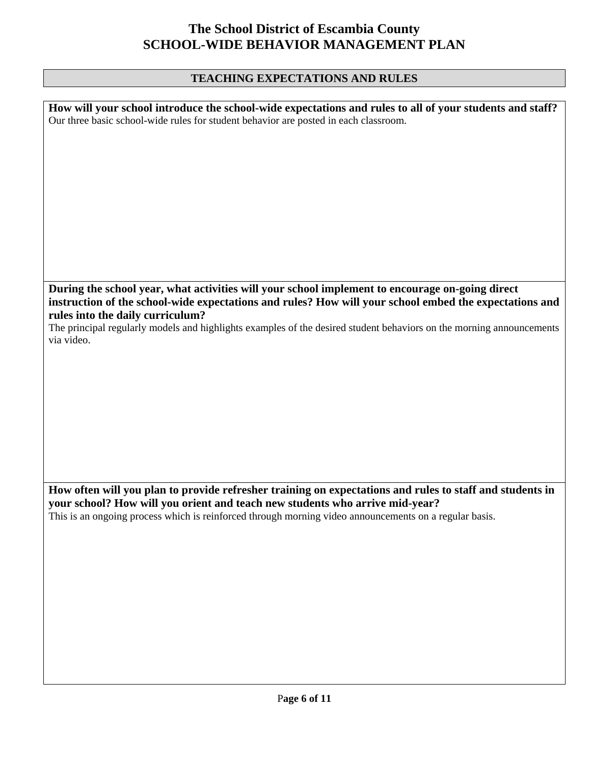# The School District of Escambia County
# SCHOOL-WIDE BEHAVIOR MANAGEMENT PLAN

## TEACHING EXPECTATIONS AND RULES

**How will your school introduce the school-wide expectations and rules to all of your students and staff?**

Our three basic school-wide rules for student behavior are posted in each classroom.

**During the school year, what activities will your school implement to encourage on-going direct instruction of the school-wide expectations and rules? How will your school embed the expectations and rules into the daily curriculum?**

The principal regularly models and highlights examples of the desired student behaviors on the morning announcements via video.

**How often will you plan to provide refresher training on expectations and rules to staff and students in your school? How will you orient and teach new students who arrive mid-year?**

This is an ongoing process which is reinforced through morning video announcements on a regular basis.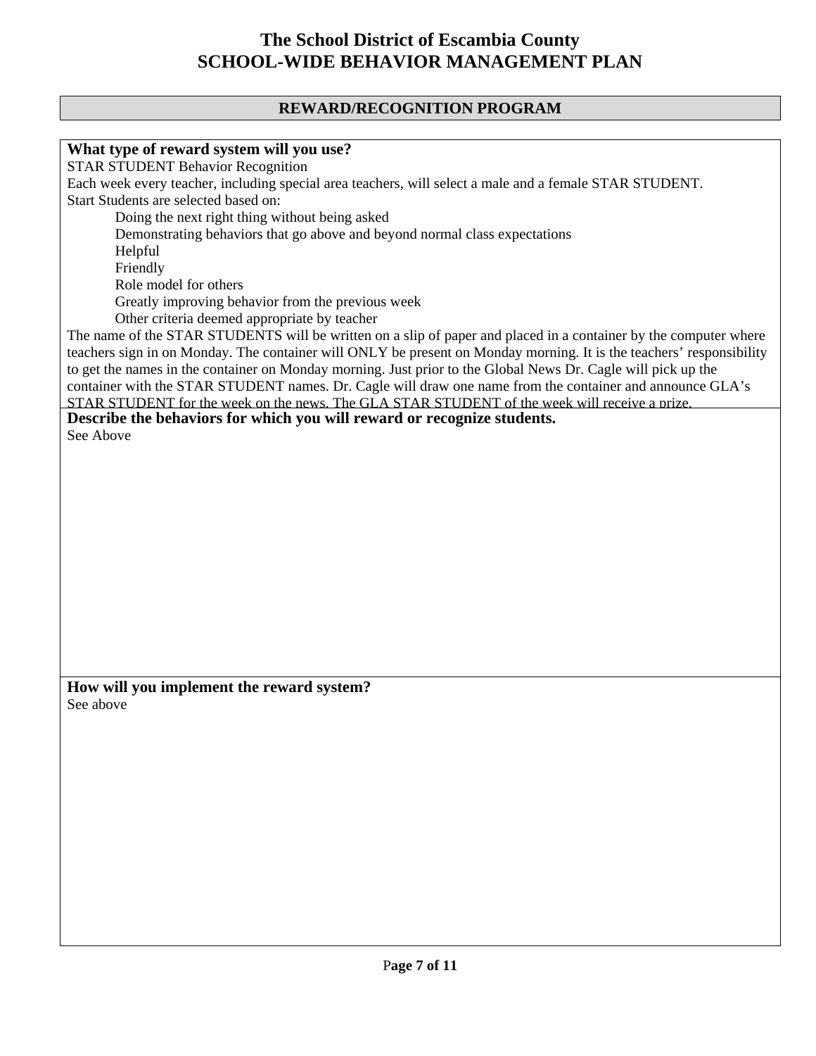# The School District of Escambia County
# SCHOOL-WIDE BEHAVIOR MANAGEMENT PLAN

## REWARD/RECOGNITION PROGRAM

**What type of reward system will you use?**

STAR STUDENT Behavior Recognition

Each week every teacher, including special area teachers, will select a male and a female STAR STUDENT.

Start Students are selected based on:

- Doing the next right thing without being asked
- Demonstrating behaviors that go above and beyond normal class expectations
- Helpful
- Friendly
- Role model for others
- Greatly improving behavior from the previous week
- Other criteria deemed appropriate by teacher

The name of the STAR STUDENTS will be written on a slip of paper and placed in a container by the computer where teachers sign in on Monday. The container will ONLY be present on Monday morning. It is the teachers' responsibility to get the names in the container on Monday morning. Just prior to the Global News Dr. Cagle will pick up the container with the STAR STUDENT names. Dr. Cagle will draw one name from the container and announce GLA's STAR STUDENT for the week on the news. The GLA STAR STUDENT of the week will receive a prize.

**Describe the behaviors for which you will reward or recognize students.**

See Above

**How will you implement the reward system?**

See above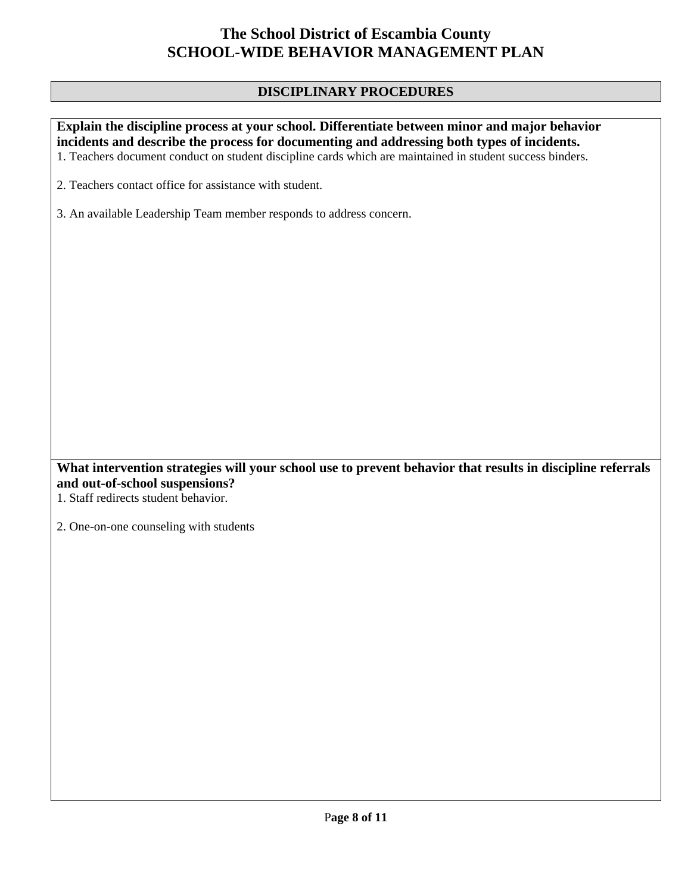# The School District of Escambia County
# SCHOOL-WIDE BEHAVIOR MANAGEMENT PLAN

## DISCIPLINARY PROCEDURES

**Explain the discipline process at your school. Differentiate between minor and major behavior incidents and describe the process for documenting and addressing both types of incidents.**

1. Teachers document conduct on student discipline cards which are maintained in student success binders.

2. Teachers contact office for assistance with student.

3. An available Leadership Team member responds to address concern.

**What intervention strategies will your school use to prevent behavior that results in discipline referrals and out-of-school suspensions?**

1. Staff redirects student behavior.

2. One-on-one counseling with students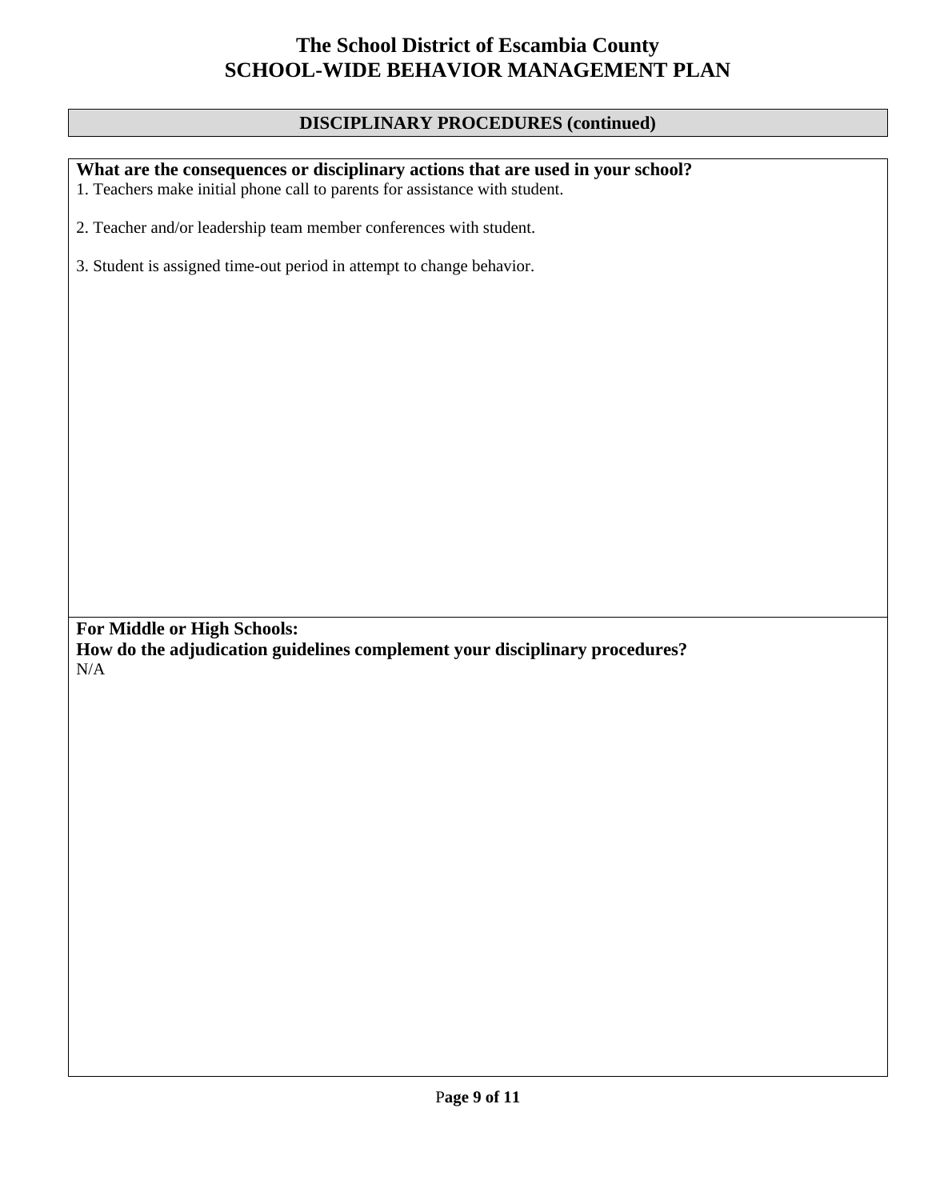# The School District of Escambia County
# SCHOOL-WIDE BEHAVIOR MANAGEMENT PLAN

## DISCIPLINARY PROCEDURES (continued)

**What are the consequences or disciplinary actions that are used in your school?**

1. Teachers make initial phone call to parents for assistance with student.

2. Teacher and/or leadership team member conferences with student.

3. Student is assigned time-out period in attempt to change behavior.

**For Middle or High Schools:**
**How do the adjudication guidelines complement your disciplinary procedures?**

N/A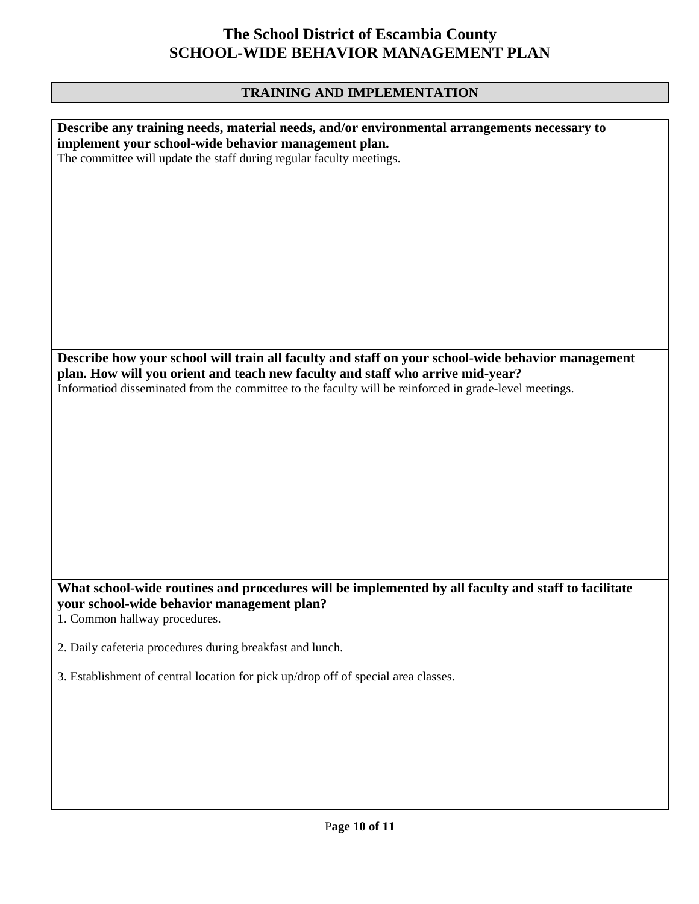# The School District of Escambia County
# SCHOOL-WIDE BEHAVIOR MANAGEMENT PLAN

## TRAINING AND IMPLEMENTATION

**Describe any training needs, material needs, and/or environmental arrangements necessary to implement your school-wide behavior management plan.**

The committee will update the staff during regular faculty meetings.

**Describe how your school will train all faculty and staff on your school-wide behavior management plan. How will you orient and teach new faculty and staff who arrive mid-year?**

Informatiod disseminated from the committee to the faculty will be reinforced in grade-level meetings.

**What school-wide routines and procedures will be implemented by all faculty and staff to facilitate your school-wide behavior management plan?**

1. Common hallway procedures.

2. Daily cafeteria procedures during breakfast and lunch.

3. Establishment of central location for pick up/drop off of special area classes.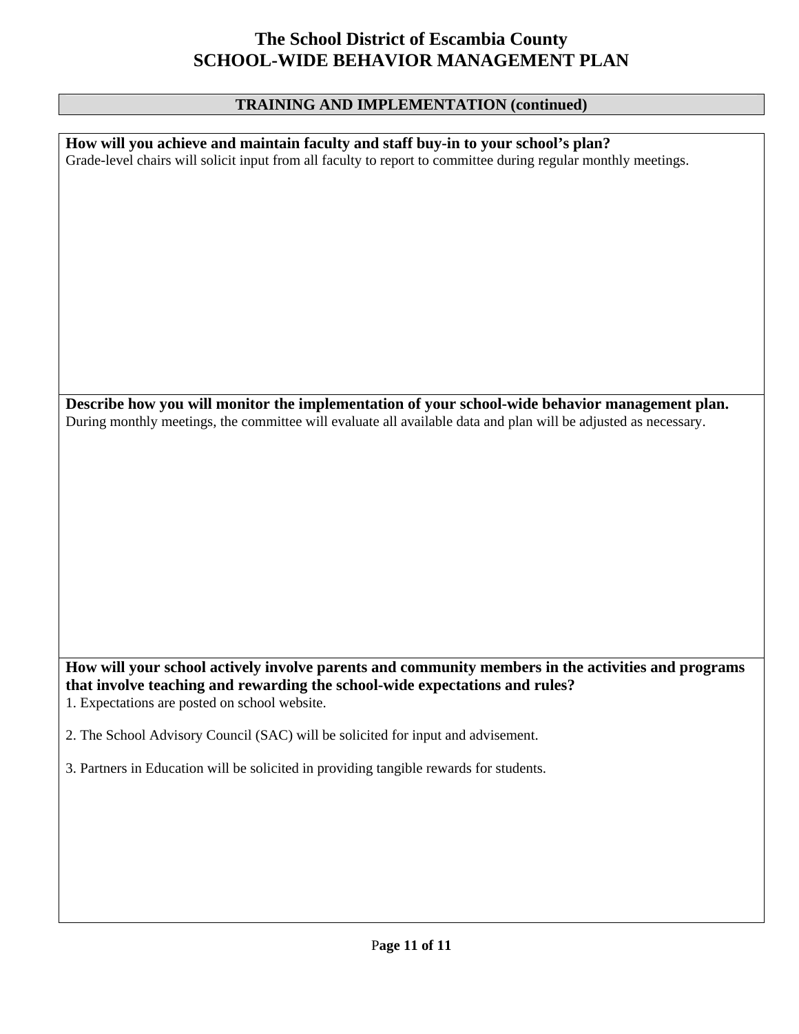# The School District of Escambia County
# SCHOOL-WIDE BEHAVIOR MANAGEMENT PLAN

## TRAINING AND IMPLEMENTATION (continued)

**How will you achieve and maintain faculty and staff buy-in to your school's plan?**

Grade-level chairs will solicit input from all faculty to report to committee during regular monthly meetings.

**Describe how you will monitor the implementation of your school-wide behavior management plan.**

During monthly meetings, the committee will evaluate all available data and plan will be adjusted as necessary.

**How will your school actively involve parents and community members in the activities and programs that involve teaching and rewarding the school-wide expectations and rules?**

1. Expectations are posted on school website.

2. The School Advisory Council (SAC) will be solicited for input and advisement.

3. Partners in Education will be solicited in providing tangible rewards for students.